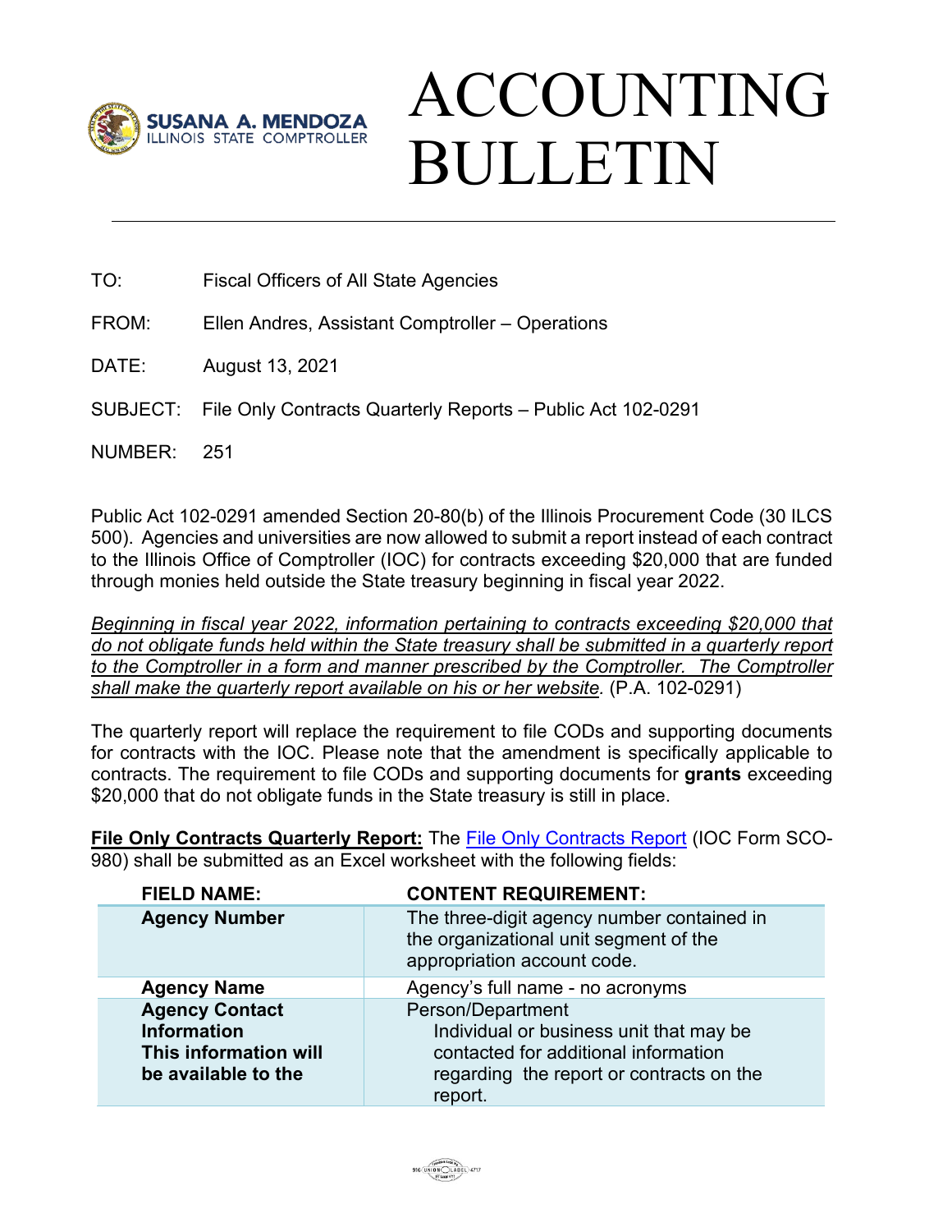SUSANA A. MENDOZA
ILLINOIS STATE COMPTROLLER

# ACCOUNTING BULLETIN

TO: Fiscal Officers of All State Agencies

FROM: Ellen Andres, Assistant Comptroller – Operations

DATE: August 13, 2021

SUBJECT: File Only Contracts Quarterly Reports – Public Act 102-0291

NUMBER: 251

Public Act 102-0291 amended Section 20-80(b) of the Illinois Procurement Code (30 ILCS 500). Agencies and universities are now allowed to submit a report instead of each contract to the Illinois Office of Comptroller (IOC) for contracts exceeding $20,000 that are funded through monies held outside the State treasury beginning in fiscal year 2022.

*Beginning in fiscal year 2022, information pertaining to contracts exceeding $20,000 that do not obligate funds held within the State treasury shall be submitted in a quarterly report to the Comptroller in a form and manner prescribed by the Comptroller. The Comptroller shall make the quarterly report available on his or her website.* (P.A. 102-0291)

The quarterly report will replace the requirement to file CODs and supporting documents for contracts with the IOC. Please note that the amendment is specifically applicable to contracts. The requirement to file CODs and supporting documents for **grants** exceeding $20,000 that do not obligate funds in the State treasury is still in place.

**File Only Contracts Quarterly Report:** The File Only Contracts Report (IOC Form SCO-980) shall be submitted as an Excel worksheet with the following fields:

| FIELD NAME: | CONTENT REQUIREMENT: |
|---|---|
| **Agency Number** | The three-digit agency number contained in the organizational unit segment of the appropriation account code. |
| **Agency Name** | Agency's full name - no acronyms |
| **Agency Contact Information This information will be available to the** | Person/Department<br>Individual or business unit that may be contacted for additional information regarding the report or contracts on the report. |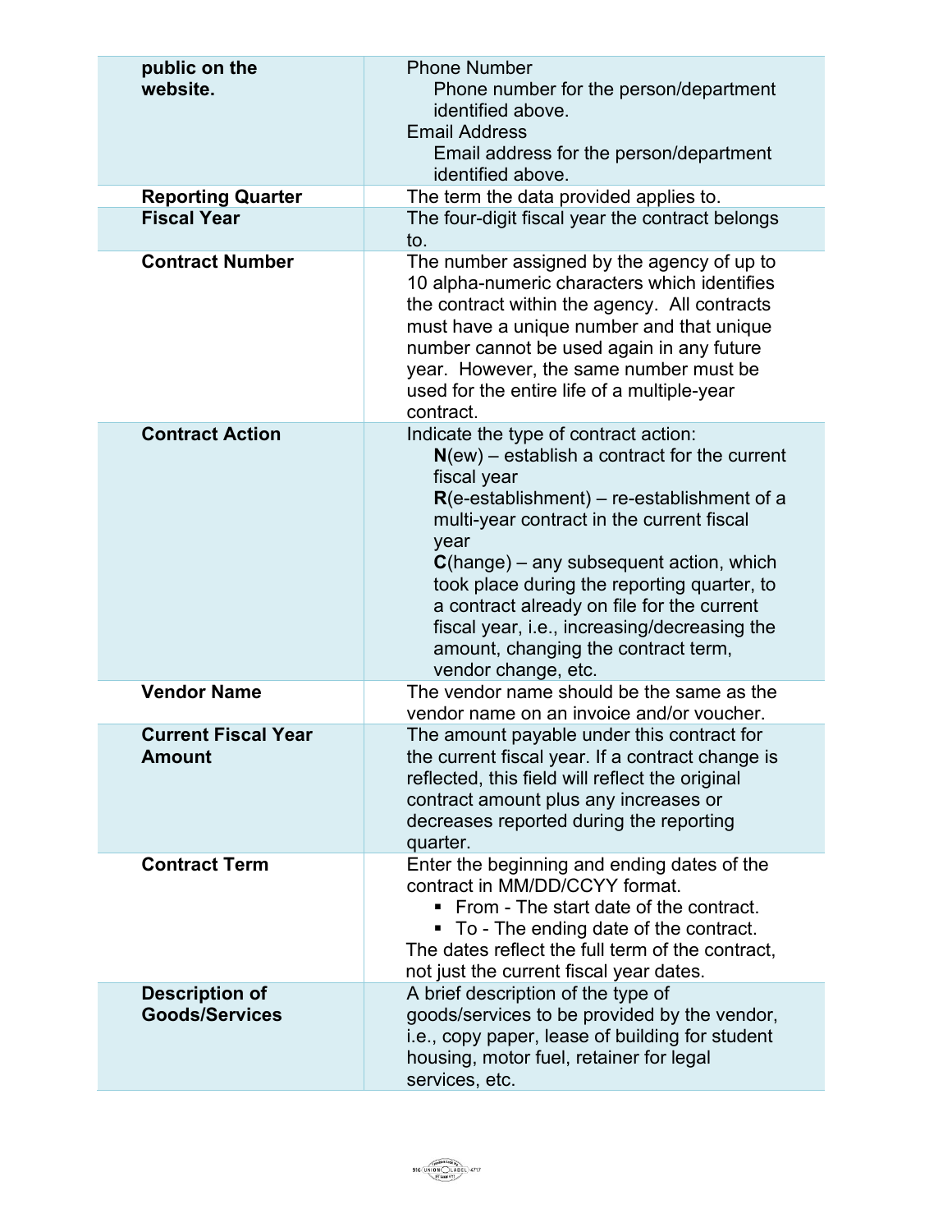| | |
|---|---|
| **public on the website.** | Phone Number<br>Phone number for the person/department identified above.<br>Email Address<br>Email address for the person/department identified above. |
| **Reporting Quarter** | The term the data provided applies to. |
| **Fiscal Year** | The four-digit fiscal year the contract belongs to. |
| **Contract Number** | The number assigned by the agency of up to 10 alpha-numeric characters which identifies the contract within the agency. All contracts must have a unique number and that unique number cannot be used again in any future year. However, the same number must be used for the entire life of a multiple-year contract. |
| **Contract Action** | Indicate the type of contract action:<br>**N**(ew) – establish a contract for the current fiscal year<br>**R**(e-establishment) – re-establishment of a multi-year contract in the current fiscal year<br>**C**(hange) – any subsequent action, which took place during the reporting quarter, to a contract already on file for the current fiscal year, i.e., increasing/decreasing the amount, changing the contract term, vendor change, etc. |
| **Vendor Name** | The vendor name should be the same as the vendor name on an invoice and/or voucher. |
| **Current Fiscal Year Amount** | The amount payable under this contract for the current fiscal year. If a contract change is reflected, this field will reflect the original contract amount plus any increases or decreases reported during the reporting quarter. |
| **Contract Term** | Enter the beginning and ending dates of the contract in MM/DD/CCYY format.<br>▪ From - The start date of the contract.<br>▪ To - The ending date of the contract.<br>The dates reflect the full term of the contract, not just the current fiscal year dates. |
| **Description of Goods/Services** | A brief description of the type of goods/services to be provided by the vendor, i.e., copy paper, lease of building for student housing, motor fuel, retainer for legal services, etc. |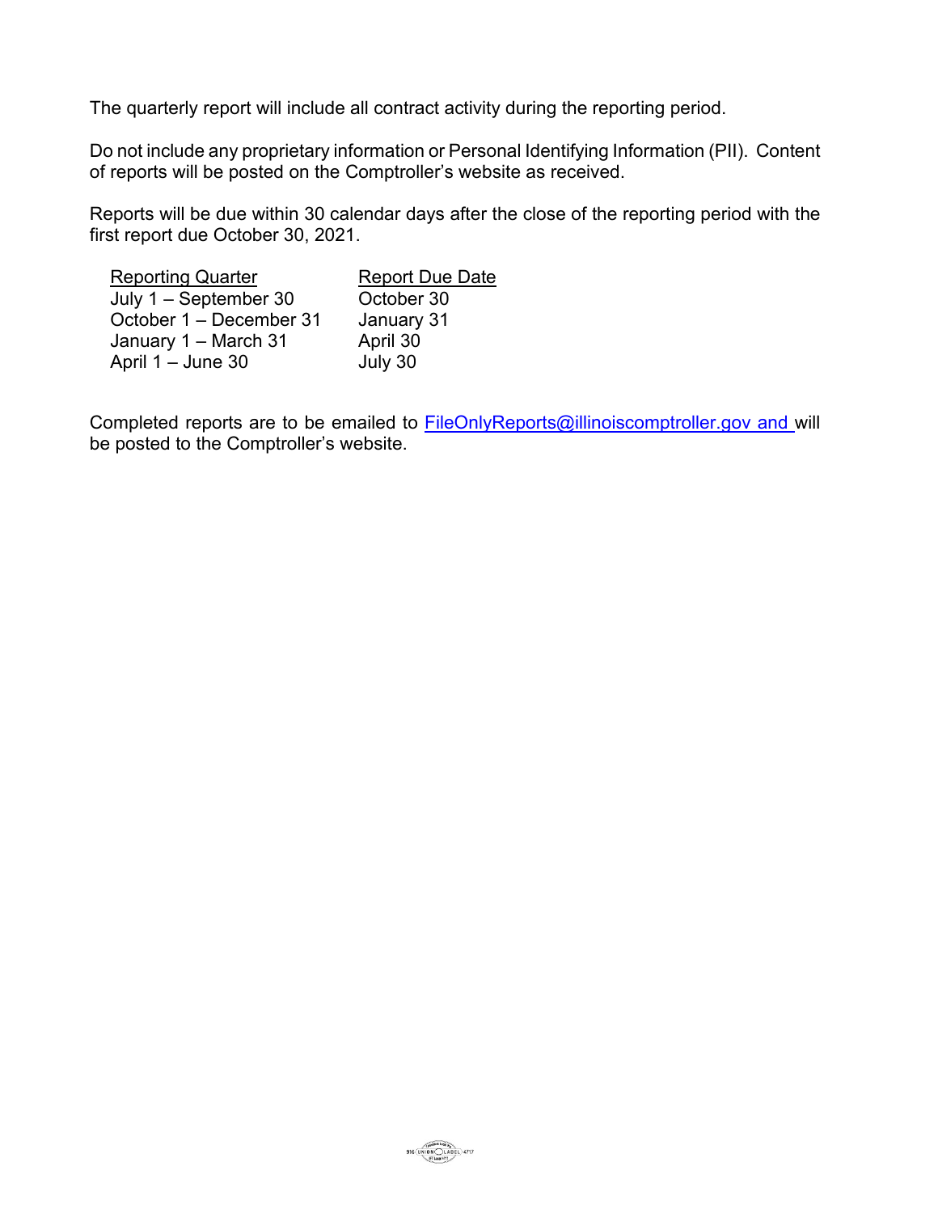The quarterly report will include all contract activity during the reporting period.

Do not include any proprietary information or Personal Identifying Information (PII). Content of reports will be posted on the Comptroller's website as received.

Reports will be due within 30 calendar days after the close of the reporting period with the first report due October 30, 2021.

| Reporting Quarter | Report Due Date |
|---|---|
| July 1 – September 30 | October 30 |
| October 1 – December 31 | January 31 |
| January 1 – March 31 | April 30 |
| April 1 – June 30 | July 30 |

Completed reports are to be emailed to FileOnlyReports@illinoiscomptroller.gov and will be posted to the Comptroller's website.